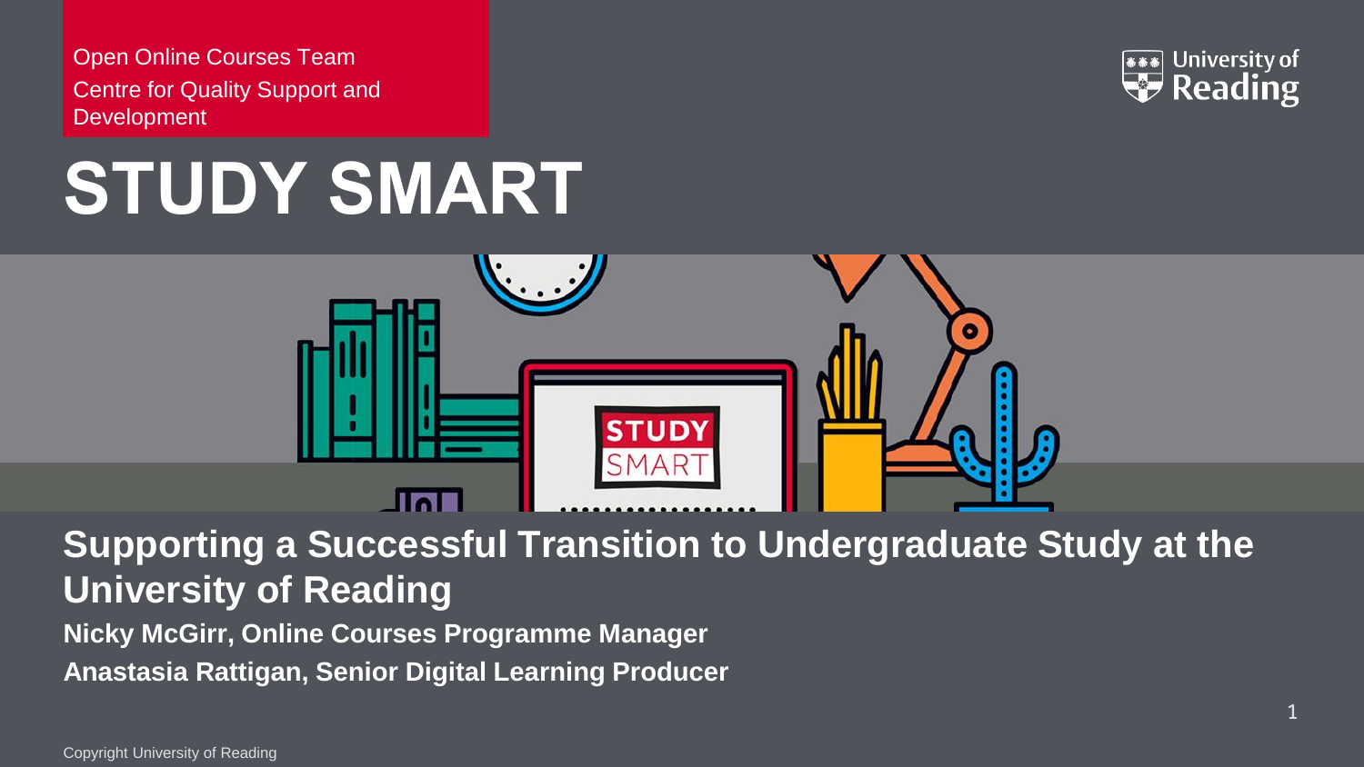Open Online Courses Team
Centre for Quality Support and Development

University of Reading

# STUDY SMART

## Supporting a Successful Transition to Undergraduate Study at the University of Reading

**Nicky McGirr, Online Courses Programme Manager**

**Anastasia Rattigan, Senior Digital Learning Producer**

Copyright University of Reading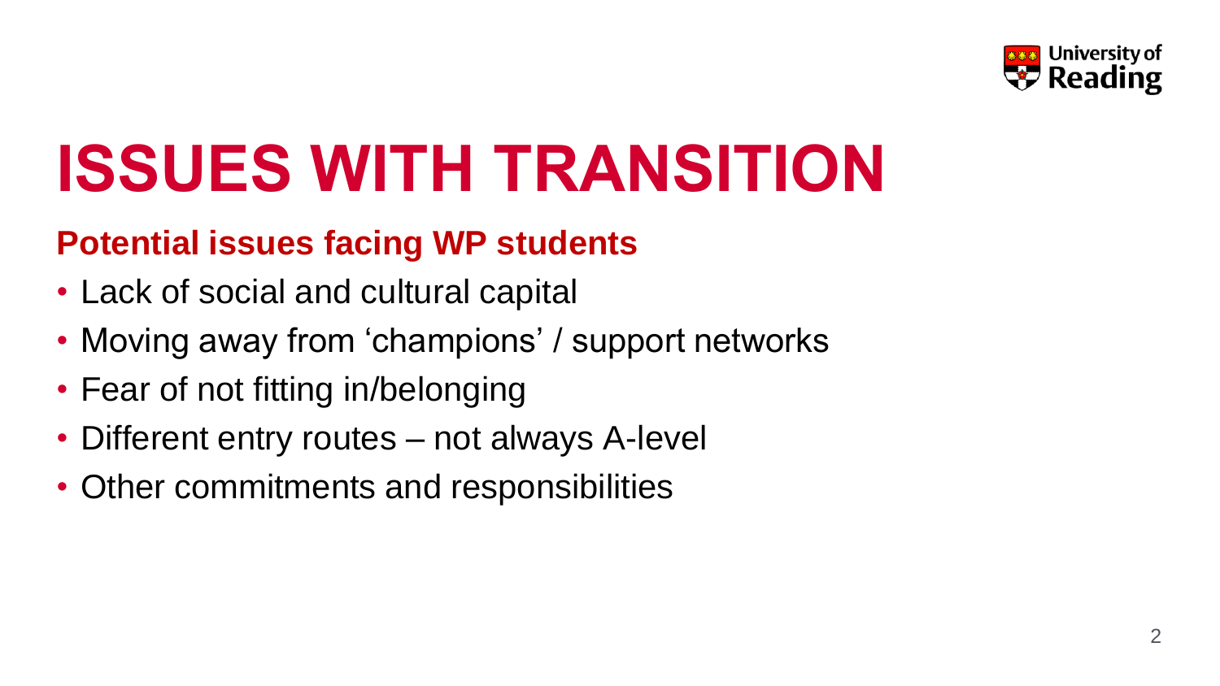# ISSUES WITH TRANSITION

## Potential issues facing WP students

- Lack of social and cultural capital
- Moving away from ‘champions’ / support networks
- Fear of not fitting in/belonging
- Different entry routes – not always A-level
- Other commitments and responsibilities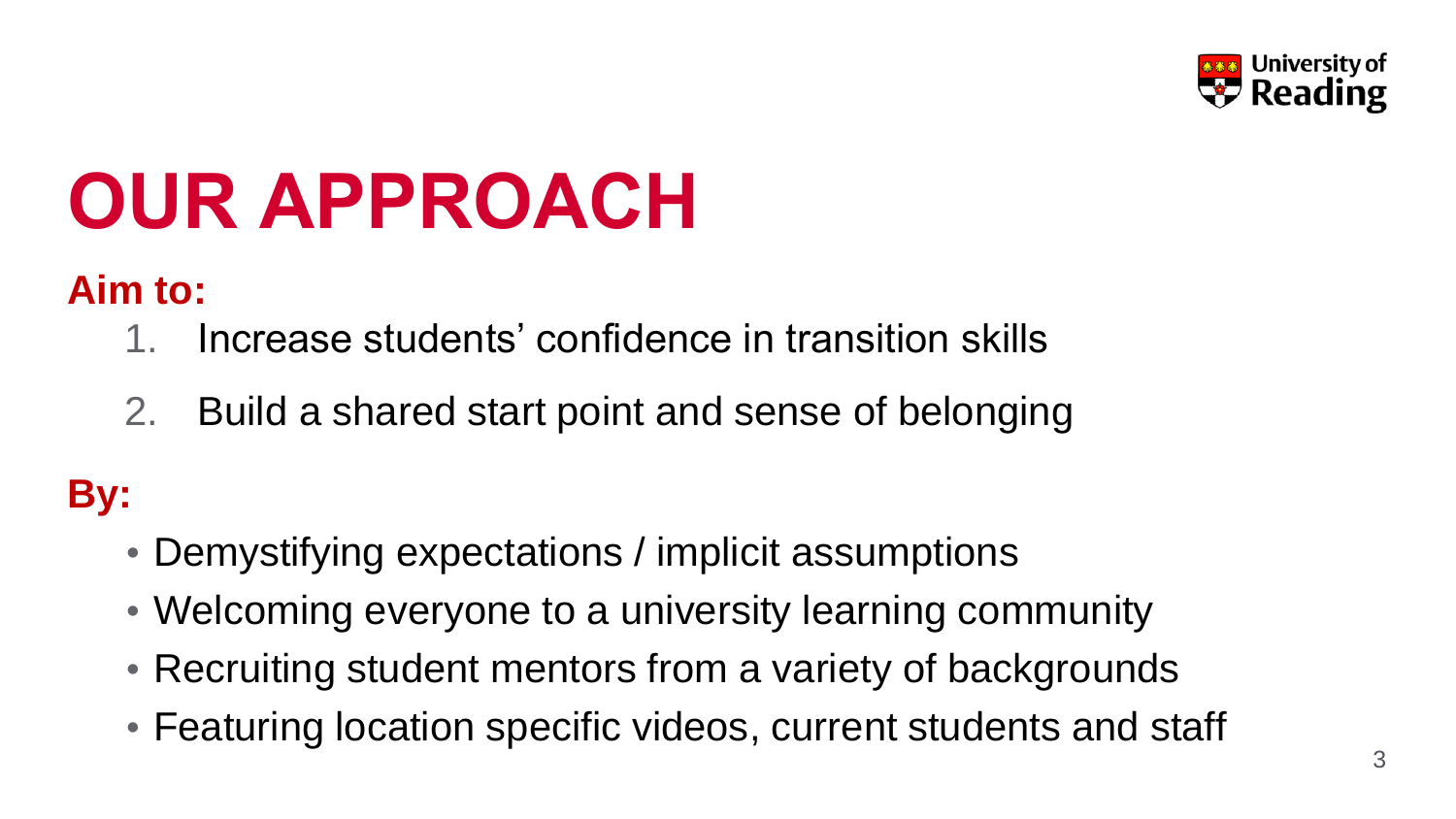# OUR APPROACH

**Aim to:**

1. Increase students' confidence in transition skills
2. Build a shared start point and sense of belonging

**By:**

- Demystifying expectations / implicit assumptions
- Welcoming everyone to a university learning community
- Recruiting student mentors from a variety of backgrounds
- Featuring location specific videos, current students and staff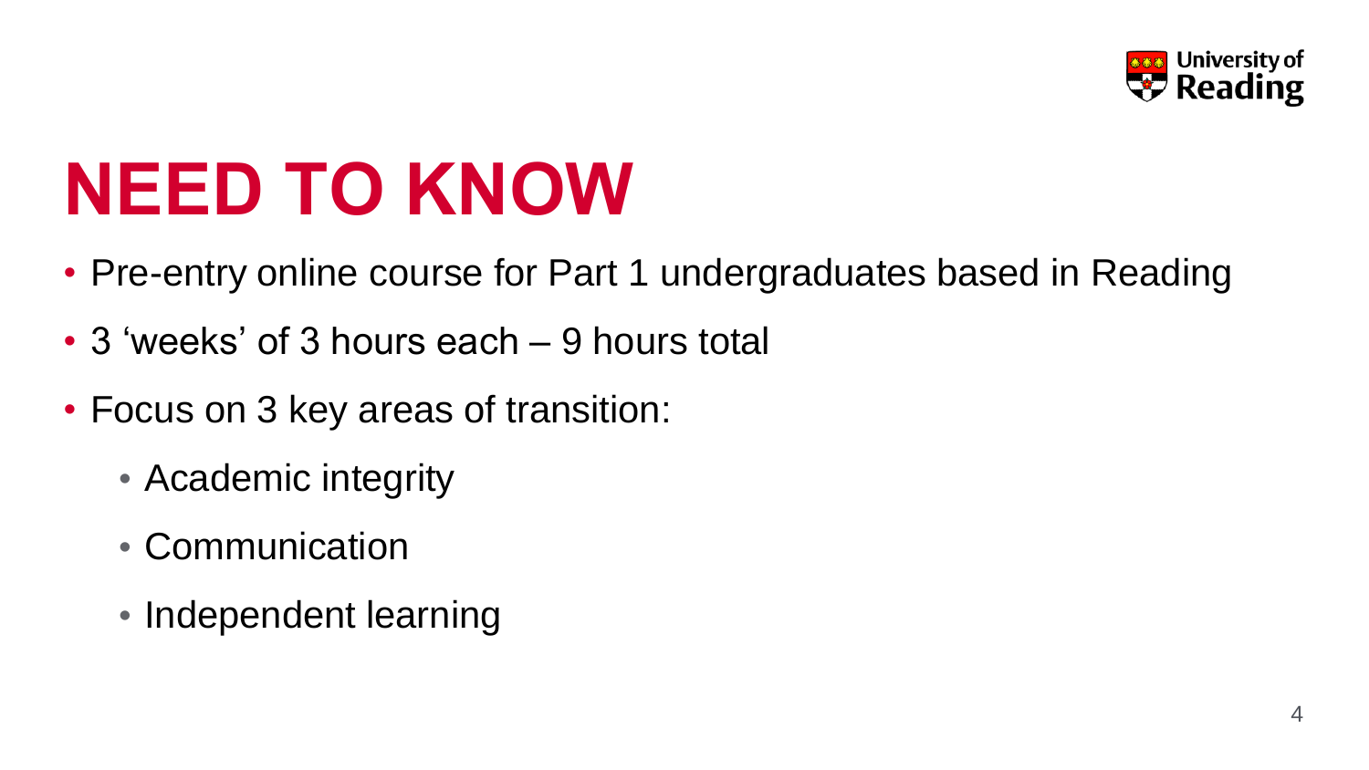# NEED TO KNOW

- Pre-entry online course for Part 1 undergraduates based in Reading
- 3 'weeks' of 3 hours each – 9 hours total
- Focus on 3 key areas of transition:
  - Academic integrity
  - Communication
  - Independent learning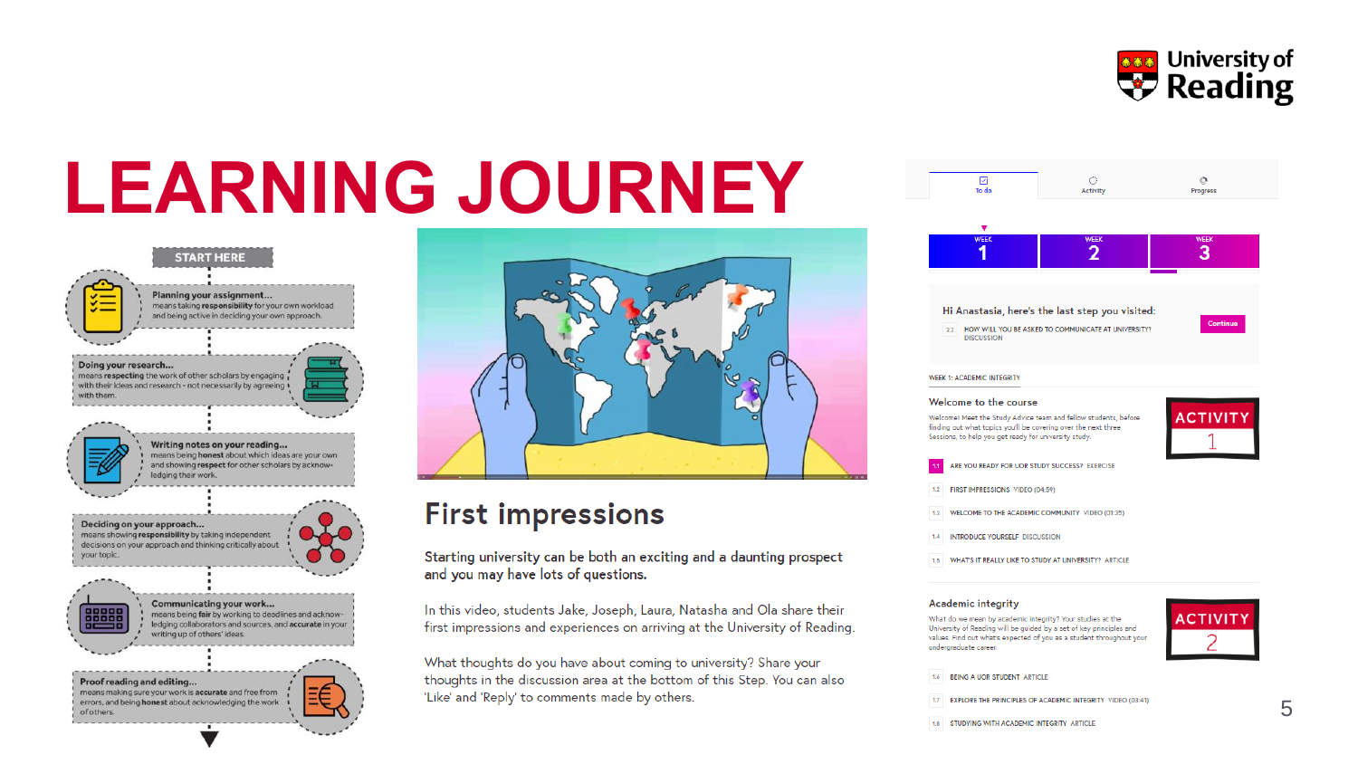# LEARNING JOURNEY

START HERE

**Planning your assignment...** means taking **responsibility** for your own workload and being active in deciding your own approach.

**Doing your research...** means **respecting** the work of other scholars by engaging with their ideas and research - not necessarily by agreeing with them.

**Writing notes on your reading...** means being **honest** about which ideas are your own and showing **respect** for other scholars by acknowledging their work.

**Deciding on your approach...** means showing **responsibility** by taking independent decisions on your approach and thinking critically about your topic.

**Communicating your work...** means being **fair** by working to deadlines and acknowledging collaborators and sources, and **accurate** in your writing up of others' ideas.

**Proof reading and editing...** means making sure your work is **accurate** and free from errors, and being **honest** about acknowledging the work of others.

## First impressions

Starting university can be both an exciting and a daunting prospect and you may have lots of questions.

In this video, students Jake, Joseph, Laura, Natasha and Ola share their first impressions and experiences on arriving at the University of Reading.

What thoughts do you have about coming to university? Share your thoughts in the discussion area at the bottom of this Step. You can also 'Like' and 'Reply' to comments made by others.

To do | Activity | Progress

WEEK 1 | WEEK 2 | WEEK 3

Hi Anastasia, here's the last step you visited:

2.2 HOW WILL YOU BE ASKED TO COMMUNICATE AT UNIVERSITY? DISCUSSION

Continue

WEEK 1: ACADEMIC INTEGRITY

### Welcome to the course

Welcome! Meet the Study Advice team and fellow students, before finding out what topics you'll be covering over the next three Sessions, to help you get ready for university study.

ACTIVITY 1

- 1.1 ARE YOU READY FOR UOR STUDY SUCCESS? EXERCISE
- 1.2 FIRST IMPRESSIONS VIDEO (04:59)
- 1.3 WELCOME TO THE ACADEMIC COMMUNITY VIDEO (01:35)
- 1.4 INTRODUCE YOURSELF DISCUSSION
- 1.5 WHAT'S IT REALLY LIKE TO STUDY AT UNIVERSITY? ARTICLE

### Academic integrity

What do we mean by academic integrity? Your studies at the University of Reading will be guided by a set of key principles and values. Find out what's expected of you as a student throughout your undergraduate career.

ACTIVITY 2

- 1.6 BEING A UOR STUDENT ARTICLE
- 1.7 EXPLORE THE PRINCIPLES OF ACADEMIC INTEGRITY VIDEO (03:41)
- 1.8 STUDYING WITH ACADEMIC INTEGRITY ARTICLE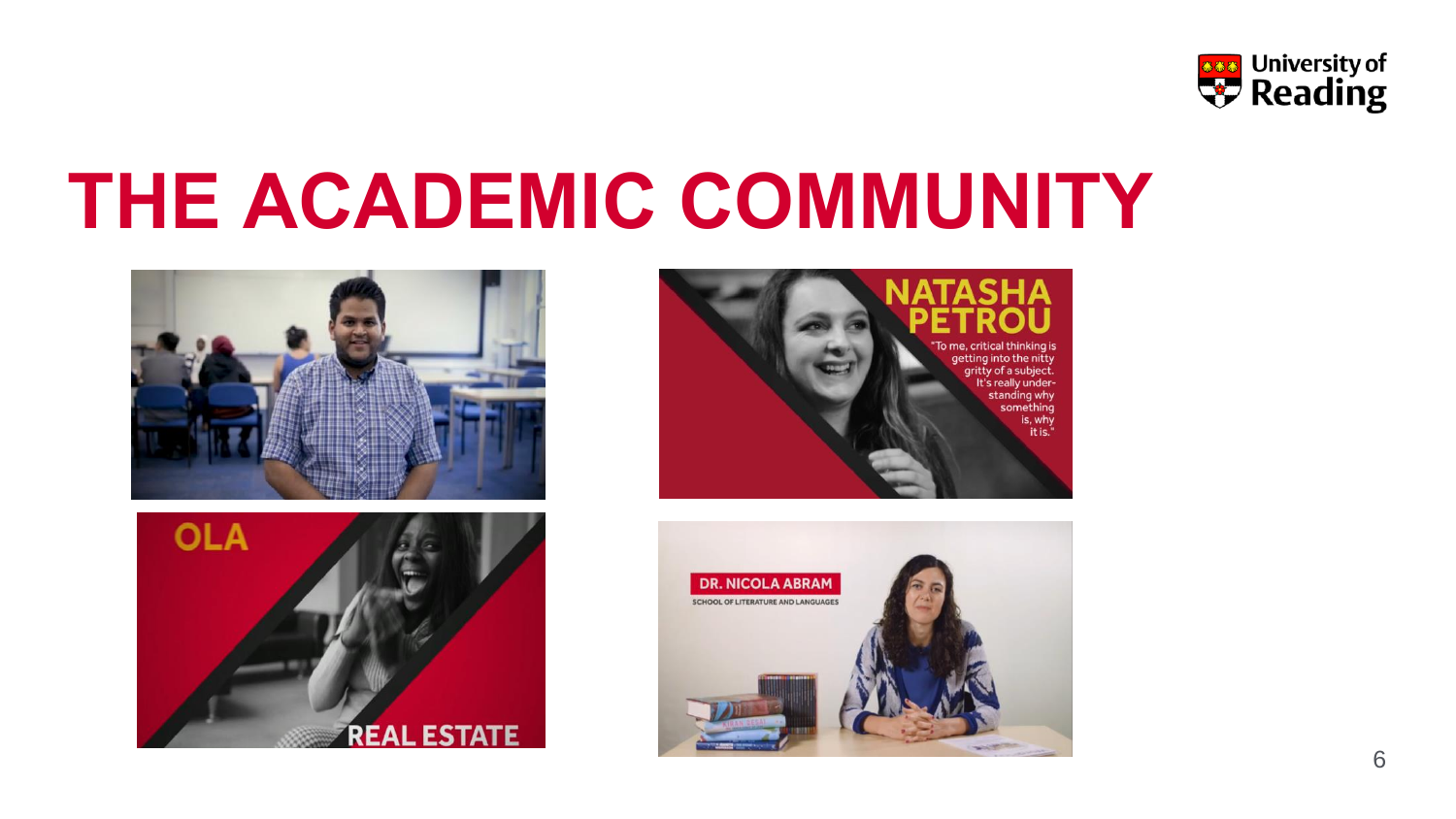# THE ACADEMIC COMMUNITY

NATASHA PETROU

"To me, critical thinking is getting into the nitty gritty of a subject. It's really understanding why something is, why it is."

OLA

REAL ESTATE

DR. NICOLA ABRAM

SCHOOL OF LITERATURE AND LANGUAGES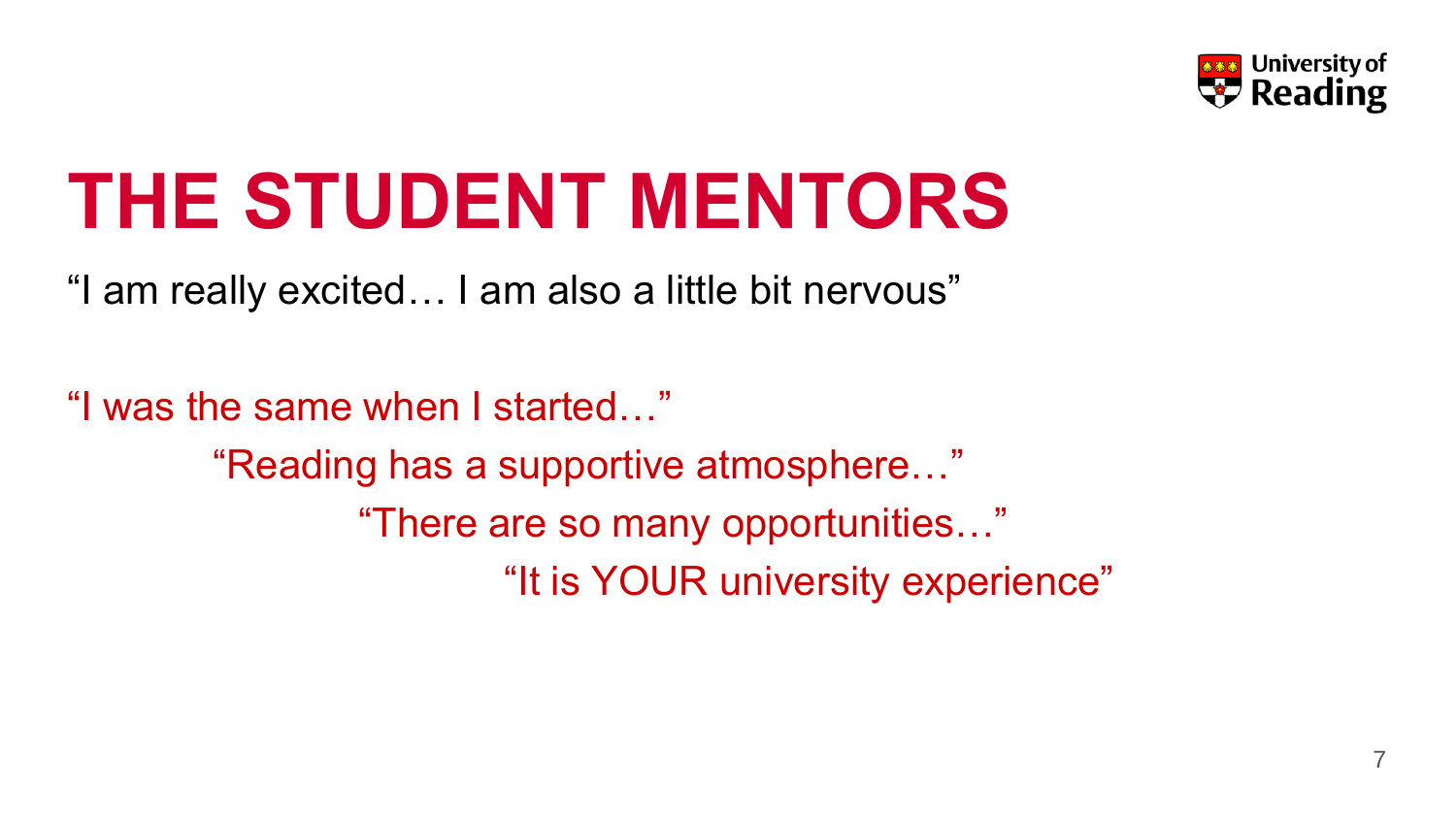# THE STUDENT MENTORS

"I am really excited… I am also a little bit nervous"

"I was the same when I started…"

"Reading has a supportive atmosphere…"

"There are so many opportunities…"

"It is YOUR university experience"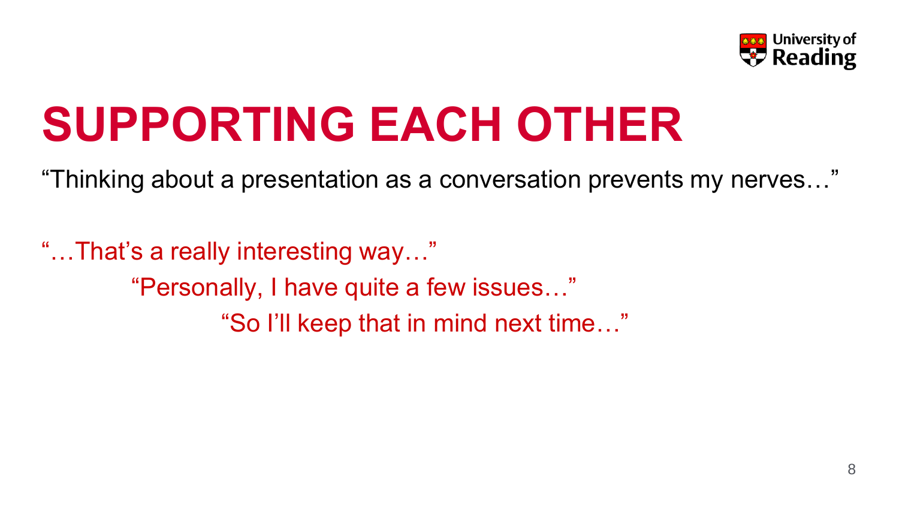# SUPPORTING EACH OTHER

"Thinking about a presentation as a conversation prevents my nerves…"

"…That's a really interesting way…"

"Personally, I have quite a few issues…"

"So I'll keep that in mind next time…"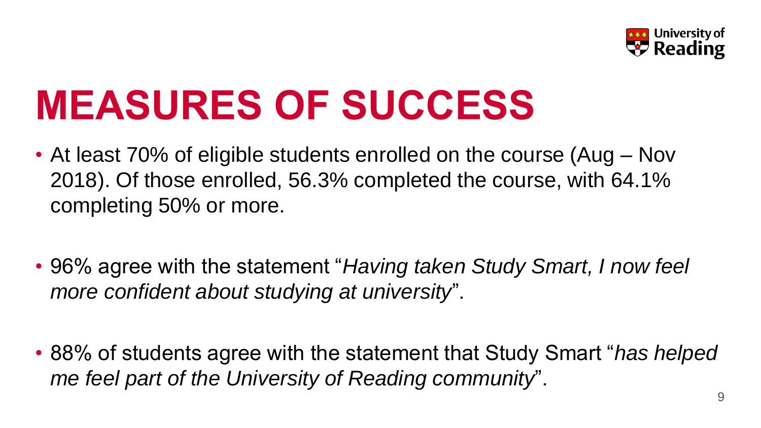# MEASURES OF SUCCESS

- At least 70% of eligible students enrolled on the course (Aug – Nov 2018). Of those enrolled, 56.3% completed the course, with 64.1% completing 50% or more.

- 96% agree with the statement "*Having taken Study Smart, I now feel more confident about studying at university*".

- 88% of students agree with the statement that Study Smart "*has helped me feel part of the University of Reading community*".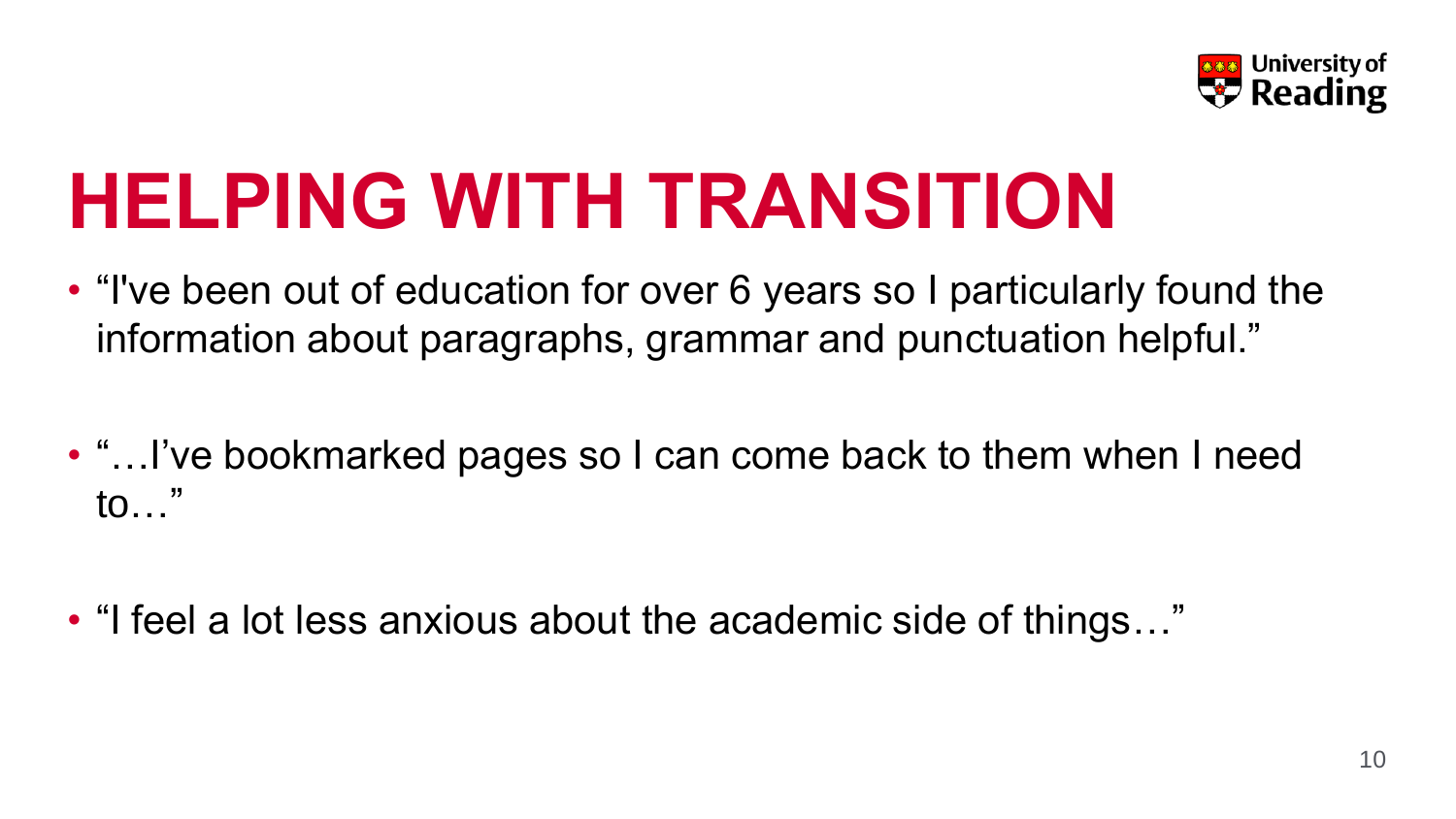# HELPING WITH TRANSITION

- “I've been out of education for over 6 years so I particularly found the information about paragraphs, grammar and punctuation helpful.”

- “…I’ve bookmarked pages so I can come back to them when I need to…”

- “I feel a lot less anxious about the academic side of things…”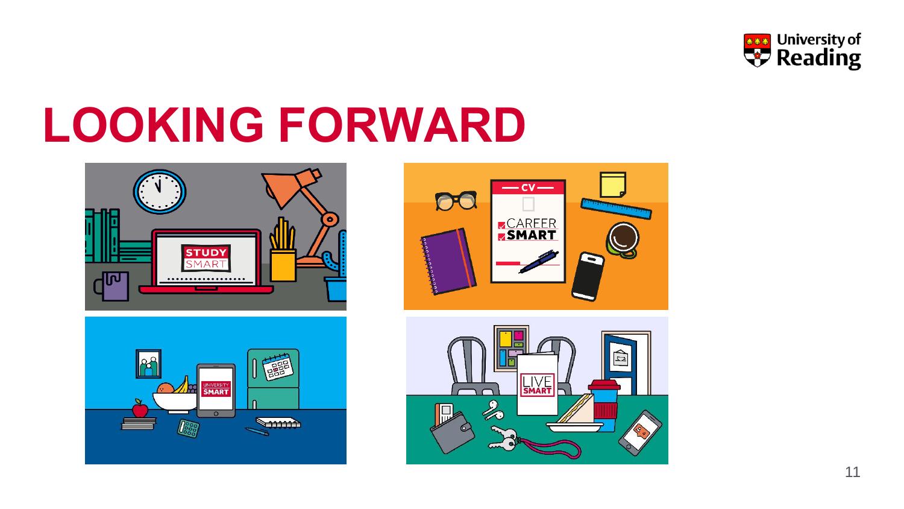# LOOKING FORWARD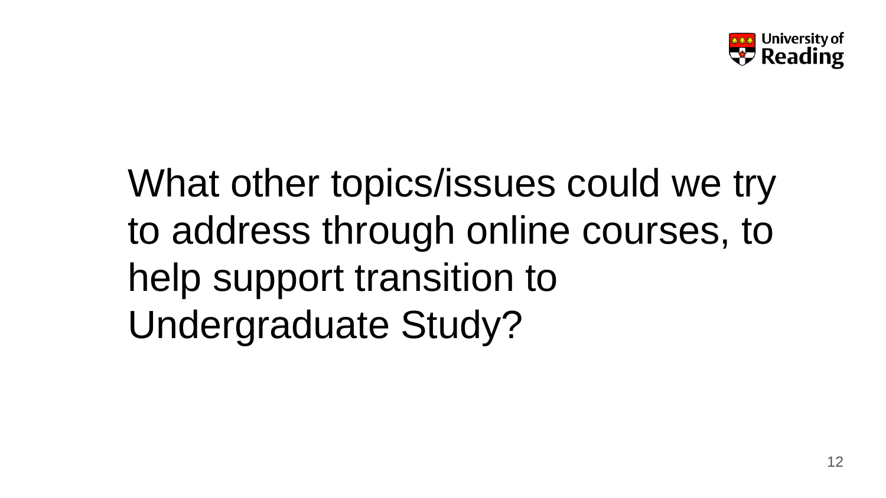What other topics/issues could we try to address through online courses, to help support transition to Undergraduate Study?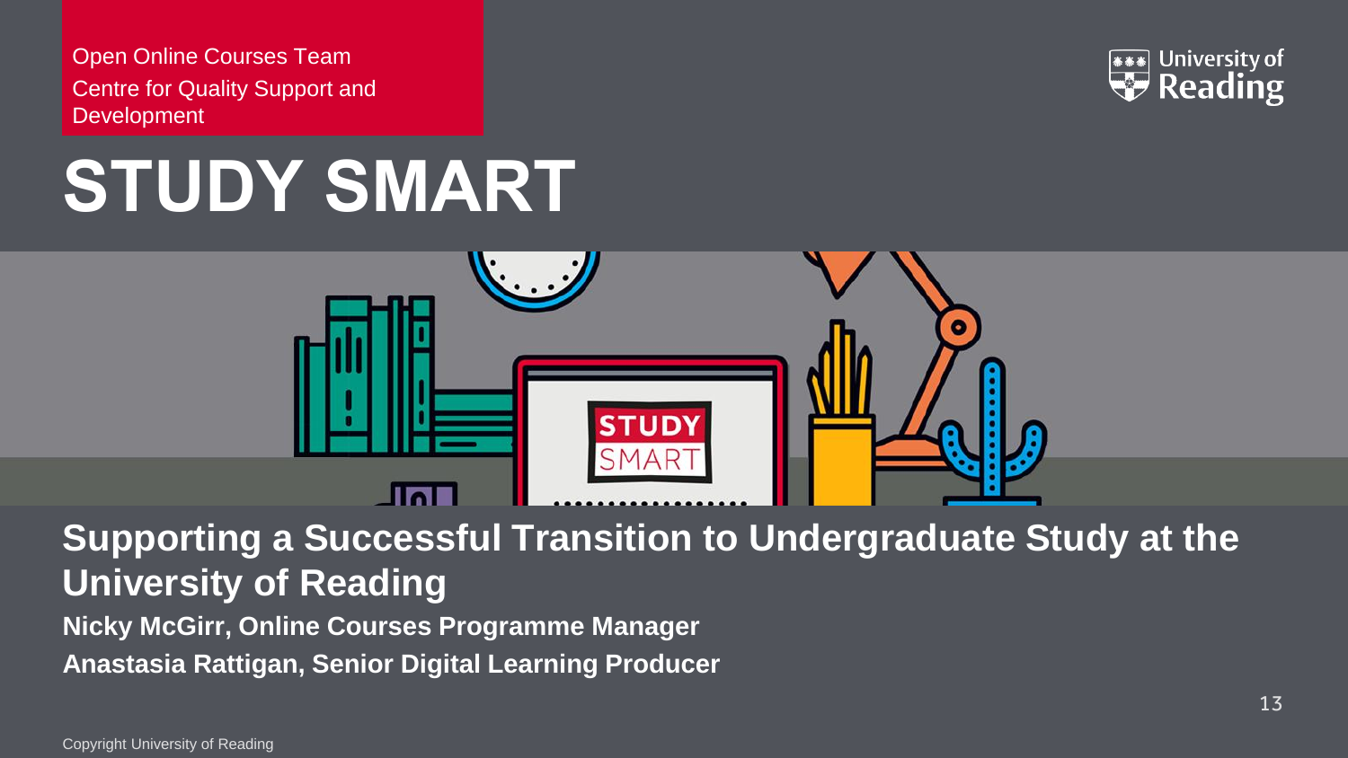Open Online Courses Team
Centre for Quality Support and Development

University of Reading

# STUDY SMART

## Supporting a Successful Transition to Undergraduate Study at the University of Reading

**Nicky McGirr, Online Courses Programme Manager**

**Anastasia Rattigan, Senior Digital Learning Producer**

Copyright University of Reading